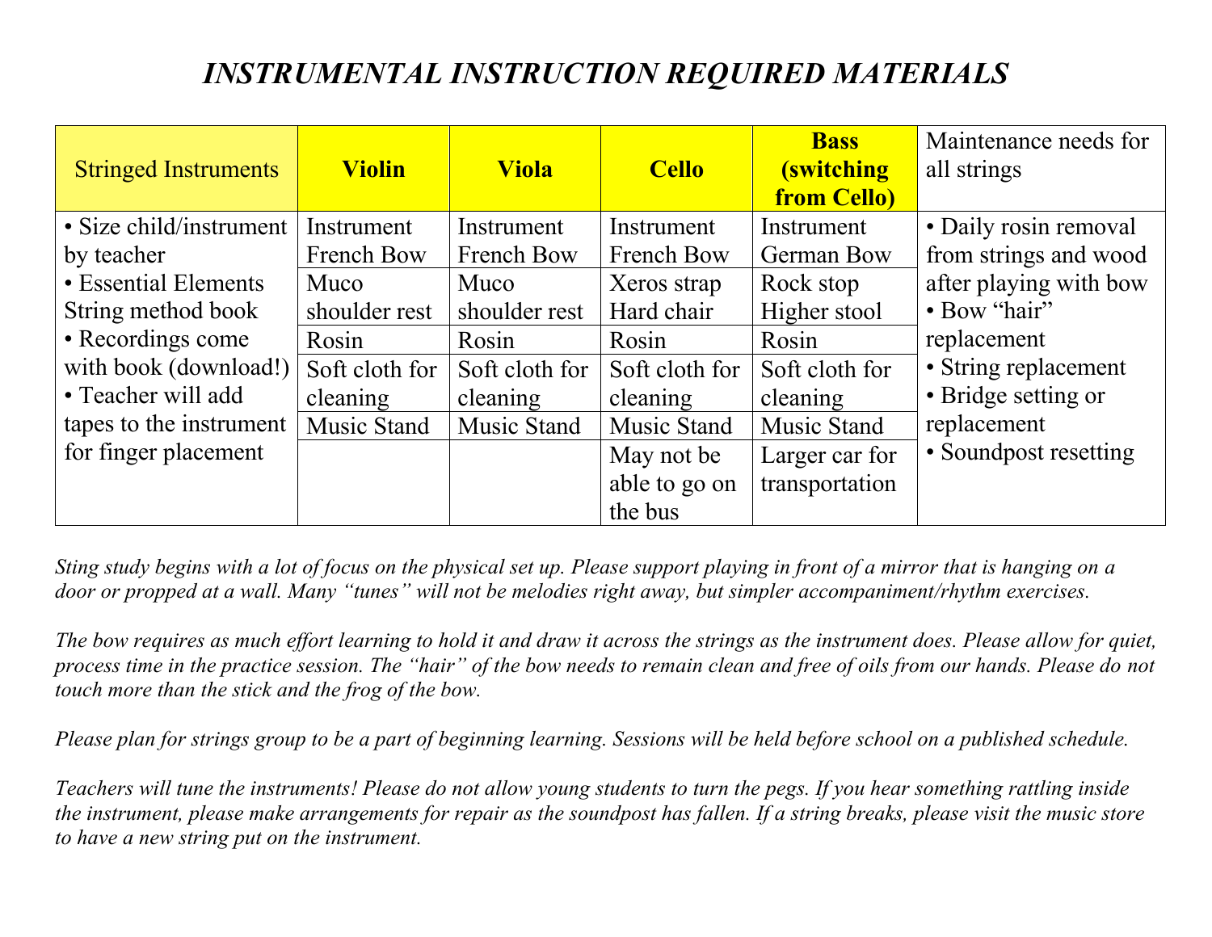# *INSTRUMENTAL INSTRUCTION REQUIRED MATERIALS*

| Stringed Instruments | **Violin** | **Viola** | **Cello** | **Bass (switching from Cello)** | Maintenance needs for all strings |
|---|---|---|---|---|---|
| • Size child/instrument by teacher<br>• Essential Elements String method book<br>• Recordings come with book (download!)<br>• Teacher will add tapes to the instrument for finger placement | Instrument French Bow | Instrument French Bow | Instrument French Bow | Instrument German Bow | • Daily rosin removal from strings and wood after playing with bow<br>• Bow "hair" replacement<br>• String replacement<br>• Bridge setting or replacement<br>• Soundpost resetting |
| | Muco shoulder rest | Muco shoulder rest | Xeros strap Hard chair | Rock stop Higher stool | |
| | Rosin | Rosin | Rosin | Rosin | |
| | Soft cloth for cleaning | Soft cloth for cleaning | Soft cloth for cleaning | Soft cloth for cleaning | |
| | Music Stand | Music Stand | Music Stand | Music Stand | |
| | | | May not be able to go on the bus | Larger car for transportation | |

*Sting study begins with a lot of focus on the physical set up. Please support playing in front of a mirror that is hanging on a door or propped at a wall. Many "tunes" will not be melodies right away, but simpler accompaniment/rhythm exercises.*

*The bow requires as much effort learning to hold it and draw it across the strings as the instrument does. Please allow for quiet, process time in the practice session. The "hair" of the bow needs to remain clean and free of oils from our hands. Please do not touch more than the stick and the frog of the bow.*

*Please plan for strings group to be a part of beginning learning. Sessions will be held before school on a published schedule.*

*Teachers will tune the instruments! Please do not allow young students to turn the pegs. If you hear something rattling inside the instrument, please make arrangements for repair as the soundpost has fallen. If a string breaks, please visit the music store to have a new string put on the instrument.*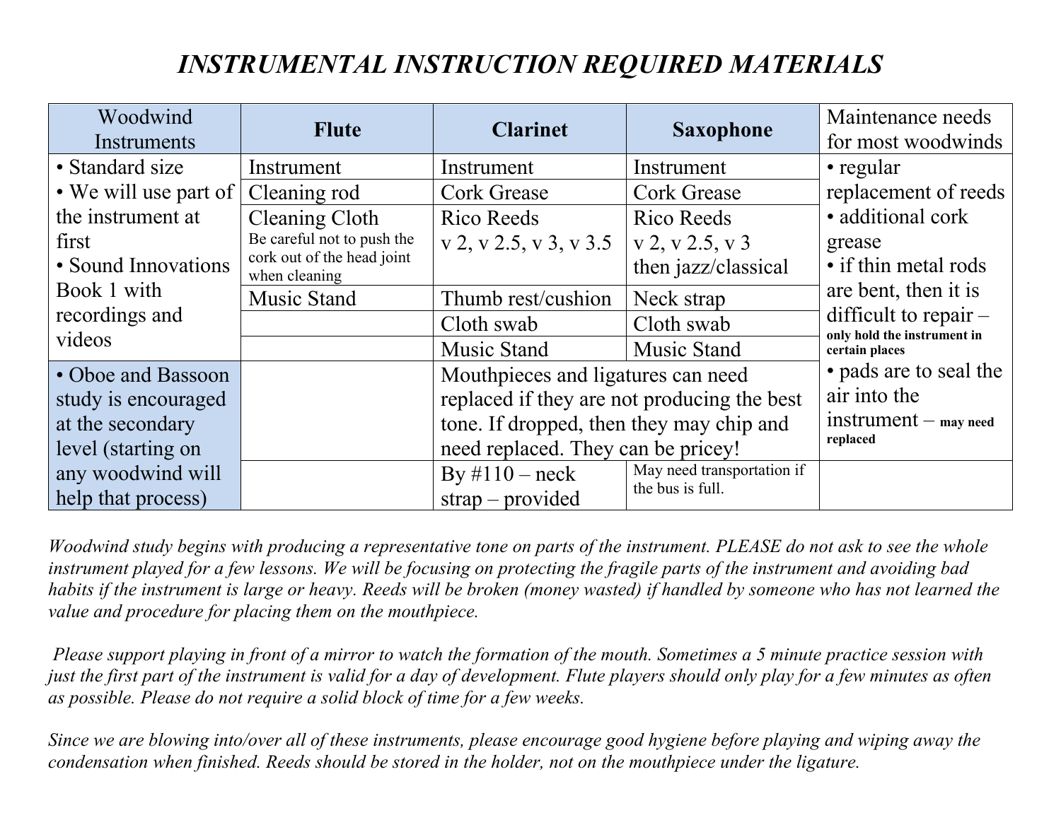# *INSTRUMENTAL INSTRUCTION REQUIRED MATERIALS*

| Woodwind Instruments | **Flute** | **Clarinet** | **Saxophone** | Maintenance needs for most woodwinds |
|---|---|---|---|---|
| • Standard size<br>• We will use part of the instrument at first<br>• Sound Innovations Book 1 with recordings and videos | Instrument | Instrument | Instrument | • regular replacement of reeds<br>• additional cork grease<br>• if thin metal rods are bent, then it is difficult to repair – **only hold the instrument in certain places**<br>• pads are to seal the air into the instrument – **may need replaced** |
| | Cleaning rod | Cork Grease | Cork Grease | |
| | Cleaning Cloth<br>Be careful not to push the cork out of the head joint when cleaning | Rico Reeds<br>v 2, v 2.5, v 3, v 3.5 | Rico Reeds<br>v 2, v 2.5, v 3<br>then jazz/classical | |
| | Music Stand | Thumb rest/cushion | Neck strap | |
| | | Cloth swab | Cloth swab | |
| | | Music Stand | Music Stand | |
| • Oboe and Bassoon study is encouraged at the secondary level (starting on any woodwind will help that process) | | Mouthpieces and ligatures can need replaced if they are not producing the best tone. If dropped, then they may chip and need replaced. They can be pricey! | | |
| | | By #110 – neck strap – provided | May need transportation if the bus is full. | |

*Woodwind study begins with producing a representative tone on parts of the instrument. PLEASE do not ask to see the whole instrument played for a few lessons. We will be focusing on protecting the fragile parts of the instrument and avoiding bad habits if the instrument is large or heavy. Reeds will be broken (money wasted) if handled by someone who has not learned the value and procedure for placing them on the mouthpiece.*

*Please support playing in front of a mirror to watch the formation of the mouth. Sometimes a 5 minute practice session with just the first part of the instrument is valid for a day of development. Flute players should only play for a few minutes as often as possible. Please do not require a solid block of time for a few weeks.*

*Since we are blowing into/over all of these instruments, please encourage good hygiene before playing and wiping away the condensation when finished. Reeds should be stored in the holder, not on the mouthpiece under the ligature.*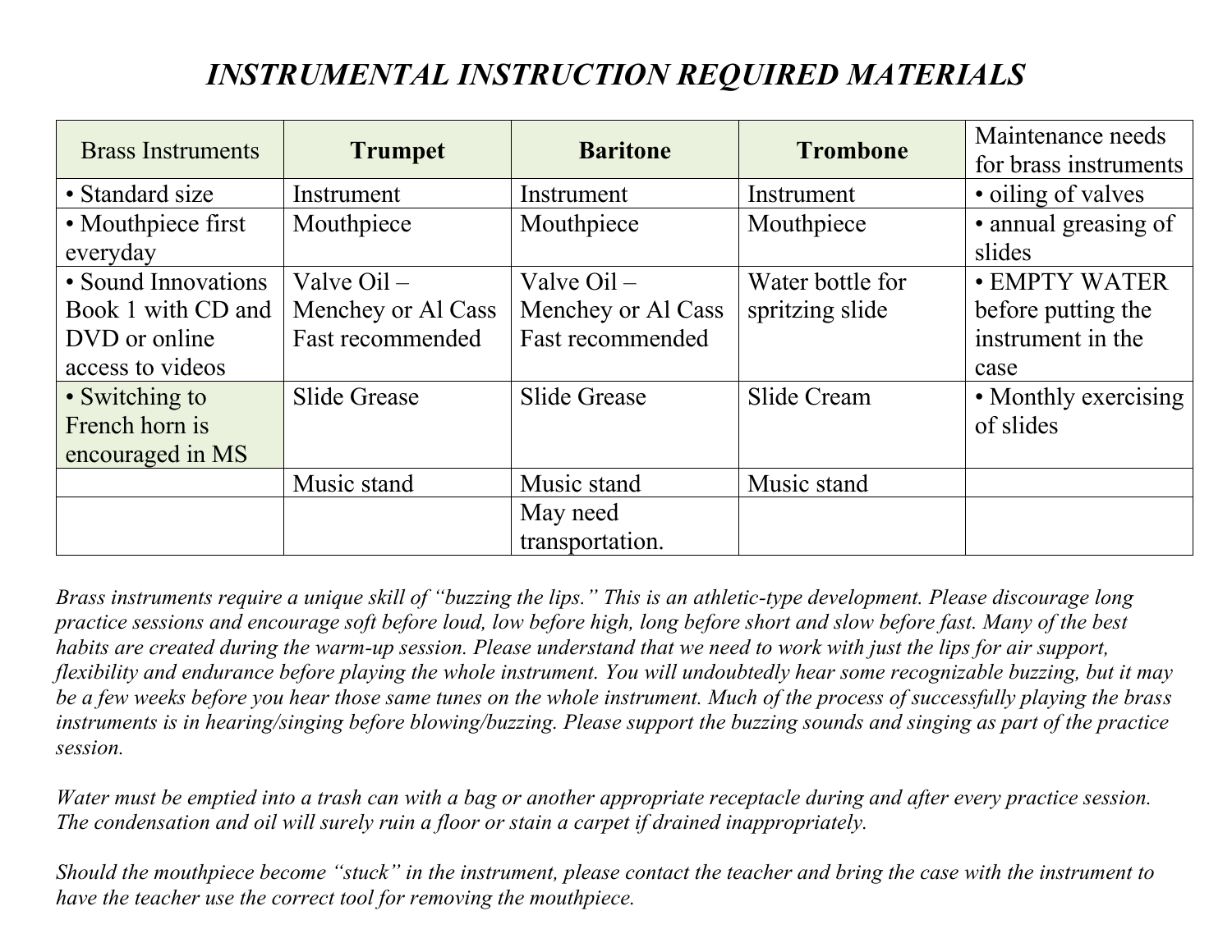# *INSTRUMENTAL INSTRUCTION REQUIRED MATERIALS*

| Brass Instruments | **Trumpet** | **Baritone** | **Trombone** | Maintenance needs for brass instruments |
|---|---|---|---|---|
| • Standard size | Instrument | Instrument | Instrument | • oiling of valves |
| • Mouthpiece first everyday | Mouthpiece | Mouthpiece | Mouthpiece | • annual greasing of slides |
| • Sound Innovations Book 1 with CD and DVD or online access to videos | Valve Oil – Menchey or Al Cass Fast recommended | Valve Oil – Menchey or Al Cass Fast recommended | Water bottle for spritzing slide | • EMPTY WATER before putting the instrument in the case |
| • Switching to French horn is encouraged in MS | Slide Grease | Slide Grease | Slide Cream | • Monthly exercising of slides |
| | Music stand | Music stand | Music stand | |
| | | May need transportation. | | |

*Brass instruments require a unique skill of "buzzing the lips." This is an athletic-type development. Please discourage long practice sessions and encourage soft before loud, low before high, long before short and slow before fast. Many of the best habits are created during the warm-up session. Please understand that we need to work with just the lips for air support, flexibility and endurance before playing the whole instrument. You will undoubtedly hear some recognizable buzzing, but it may be a few weeks before you hear those same tunes on the whole instrument. Much of the process of successfully playing the brass instruments is in hearing/singing before blowing/buzzing. Please support the buzzing sounds and singing as part of the practice session.*

*Water must be emptied into a trash can with a bag or another appropriate receptacle during and after every practice session. The condensation and oil will surely ruin a floor or stain a carpet if drained inappropriately.*

*Should the mouthpiece become "stuck" in the instrument, please contact the teacher and bring the case with the instrument to have the teacher use the correct tool for removing the mouthpiece.*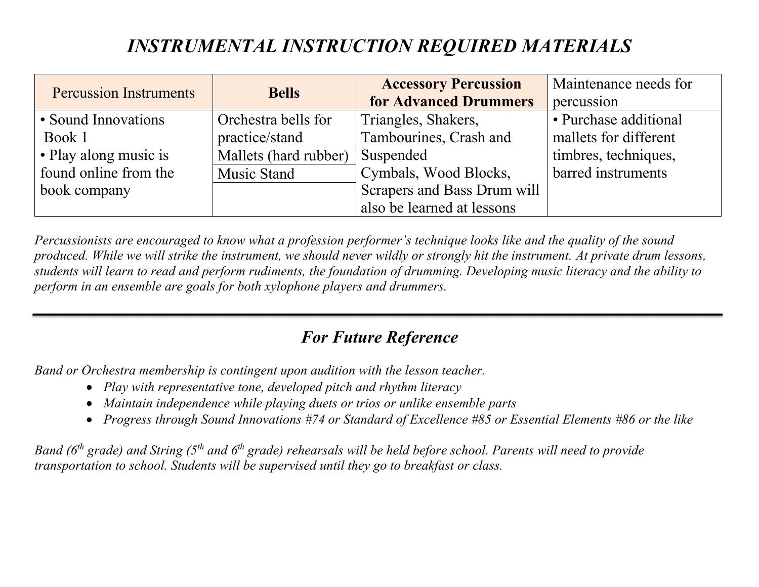# *INSTRUMENTAL INSTRUCTION REQUIRED MATERIALS*

| Percussion Instruments | **Bells** | **Accessory Percussion for Advanced Drummers** | Maintenance needs for percussion |
|---|---|---|---|
| • Sound Innovations Book 1<br>• Play along music is found online from the book company | Orchestra bells for practice/stand<br>Mallets (hard rubber)<br>Music Stand | Triangles, Shakers, Tambourines, Crash and Suspended Cymbals, Wood Blocks, Scrapers and Bass Drum will also be learned at lessons | • Purchase additional mallets for different timbres, techniques, barred instruments |

*Percussionists are encouraged to know what a profession performer's technique looks like and the quality of the sound produced. While we will strike the instrument, we should never wildly or strongly hit the instrument. At private drum lessons, students will learn to read and perform rudiments, the foundation of drumming. Developing music literacy and the ability to perform in an ensemble are goals for both xylophone players and drummers.*

---

## *For Future Reference*

*Band or Orchestra membership is contingent upon audition with the lesson teacher.*

- *Play with representative tone, developed pitch and rhythm literacy*
- *Maintain independence while playing duets or trios or unlike ensemble parts*
- *Progress through Sound Innovations #74 or Standard of Excellence #85 or Essential Elements #86 or the like*

*Band (6th grade) and String (5th and 6th grade) rehearsals will be held before school. Parents will need to provide transportation to school. Students will be supervised until they go to breakfast or class.*